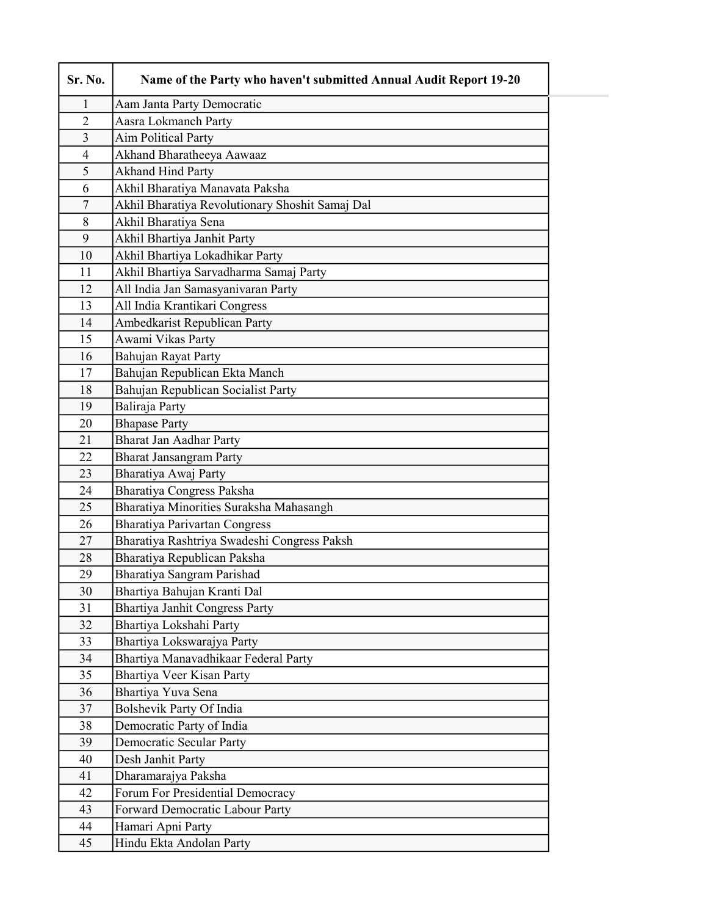| Sr. No. | Name of the Party who haven't submitted Annual Audit Report 19-20 |
|---|---|
| 1 | Aam Janta Party Democratic |
| 2 | Aasra Lokmanch Party |
| 3 | Aim Political Party |
| 4 | Akhand Bharatheeya Aawaaz |
| 5 | Akhand Hind Party |
| 6 | Akhil Bharatiya Manavata Paksha |
| 7 | Akhil Bharatiya Revolutionary Shoshit Samaj Dal |
| 8 | Akhil Bharatiya Sena |
| 9 | Akhil Bhartiya Janhit Party |
| 10 | Akhil Bhartiya Lokadhikar Party |
| 11 | Akhil Bhartiya Sarvadharma Samaj Party |
| 12 | All India Jan Samasyanivaran Party |
| 13 | All India Krantikari Congress |
| 14 | Ambedkarist Republican Party |
| 15 | Awami Vikas Party |
| 16 | Bahujan Rayat Party |
| 17 | Bahujan Republican Ekta Manch |
| 18 | Bahujan Republican Socialist Party |
| 19 | Baliraja Party |
| 20 | Bhapase Party |
| 21 | Bharat Jan Aadhar Party |
| 22 | Bharat Jansangram Party |
| 23 | Bharatiya Awaj Party |
| 24 | Bharatiya Congress Paksha |
| 25 | Bharatiya Minorities Suraksha Mahasangh |
| 26 | Bharatiya Parivartan Congress |
| 27 | Bharatiya Rashtriya Swadeshi Congress Paksh |
| 28 | Bharatiya Republican Paksha |
| 29 | Bharatiya Sangram Parishad |
| 30 | Bhartiya Bahujan Kranti Dal |
| 31 | Bhartiya Janhit Congress Party |
| 32 | Bhartiya Lokshahi Party |
| 33 | Bhartiya Lokswarajya Party |
| 34 | Bhartiya Manavadhikaar Federal Party |
| 35 | Bhartiya Veer Kisan Party |
| 36 | Bhartiya Yuva Sena |
| 37 | Bolshevik Party Of India |
| 38 | Democratic Party of India |
| 39 | Democratic Secular Party |
| 40 | Desh Janhit Party |
| 41 | Dharamarajya Paksha |
| 42 | Forum For Presidential Democracy |
| 43 | Forward Democratic Labour Party |
| 44 | Hamari Apni Party |
| 45 | Hindu Ekta Andolan Party |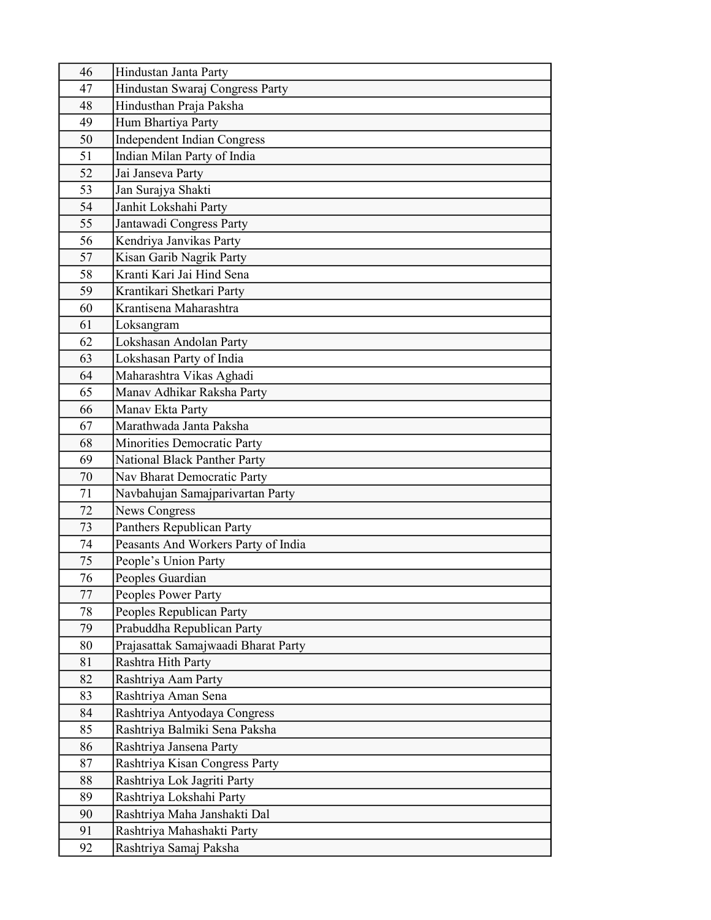| | |
|---|---|
| 46 | Hindustan Janta Party |
| 47 | Hindustan Swaraj Congress Party |
| 48 | Hindusthan Praja Paksha |
| 49 | Hum Bhartiya Party |
| 50 | Independent Indian Congress |
| 51 | Indian Milan Party of India |
| 52 | Jai Janseva Party |
| 53 | Jan Surajya Shakti |
| 54 | Janhit Lokshahi Party |
| 55 | Jantawadi Congress Party |
| 56 | Kendriya Janvikas Party |
| 57 | Kisan Garib Nagrik Party |
| 58 | Kranti Kari Jai Hind Sena |
| 59 | Krantikari Shetkari Party |
| 60 | Krantisena Maharashtra |
| 61 | Loksangram |
| 62 | Lokshasan Andolan Party |
| 63 | Lokshasan Party of India |
| 64 | Maharashtra Vikas Aghadi |
| 65 | Manav Adhikar Raksha Party |
| 66 | Manav Ekta Party |
| 67 | Marathwada Janta Paksha |
| 68 | Minorities Democratic Party |
| 69 | National Black Panther Party |
| 70 | Nav Bharat Democratic Party |
| 71 | Navbahujan Samajparivartan Party |
| 72 | News Congress |
| 73 | Panthers Republican Party |
| 74 | Peasants And Workers Party of India |
| 75 | People’s Union Party |
| 76 | Peoples Guardian |
| 77 | Peoples Power Party |
| 78 | Peoples Republican Party |
| 79 | Prabuddha Republican Party |
| 80 | Prajasattak Samajwaadi Bharat Party |
| 81 | Rashtra Hith Party |
| 82 | Rashtriya Aam Party |
| 83 | Rashtriya Aman Sena |
| 84 | Rashtriya Antyodaya Congress |
| 85 | Rashtriya Balmiki Sena Paksha |
| 86 | Rashtriya Jansena Party |
| 87 | Rashtriya Kisan Congress Party |
| 88 | Rashtriya Lok Jagriti Party |
| 89 | Rashtriya Lokshahi Party |
| 90 | Rashtriya Maha Janshakti Dal |
| 91 | Rashtriya Mahashakti Party |
| 92 | Rashtriya Samaj Paksha |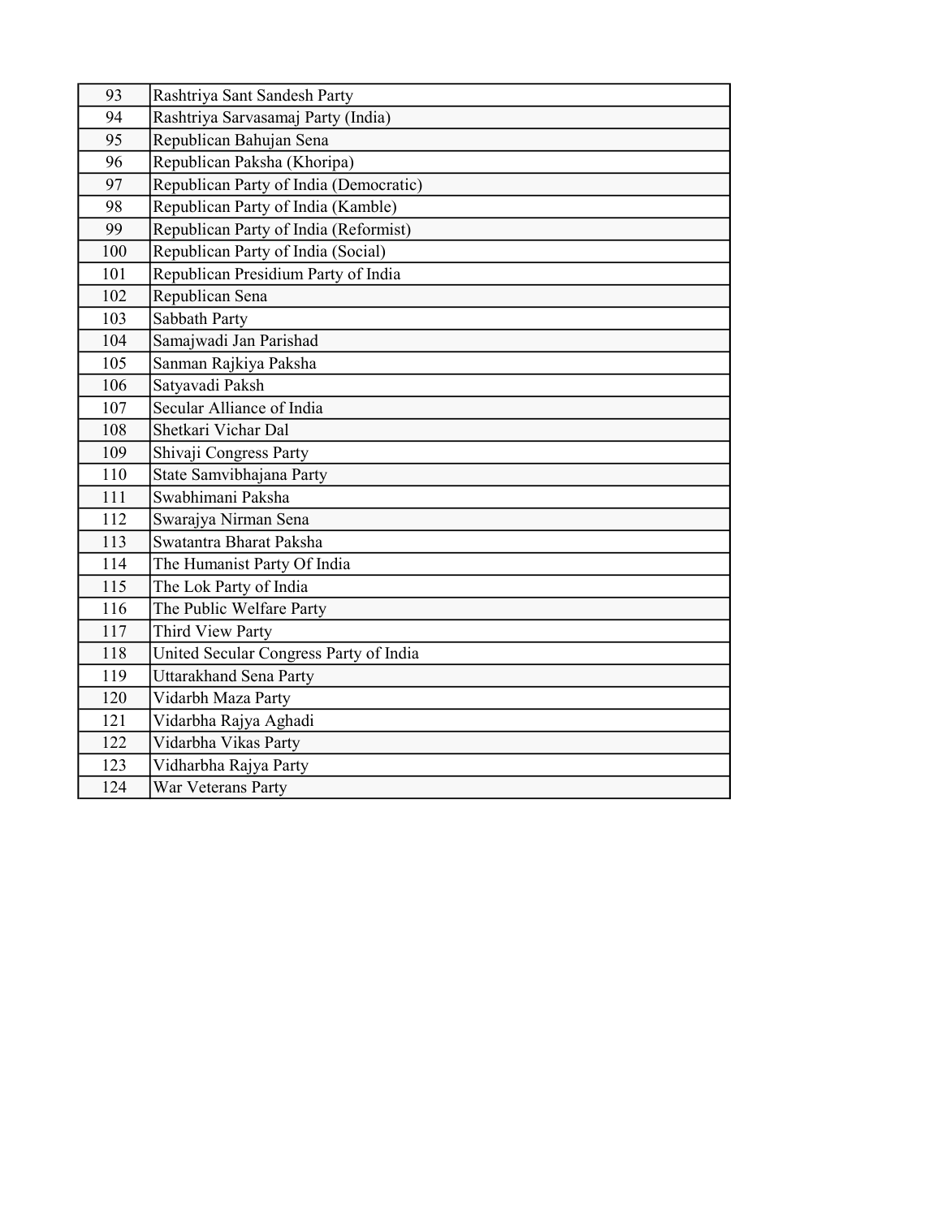| | |
|---|---|
| 93 | Rashtriya Sant Sandesh Party |
| 94 | Rashtriya Sarvasamaj Party (India) |
| 95 | Republican Bahujan Sena |
| 96 | Republican Paksha (Khoripa) |
| 97 | Republican Party of India (Democratic) |
| 98 | Republican Party of India (Kamble) |
| 99 | Republican Party of India (Reformist) |
| 100 | Republican Party of India (Social) |
| 101 | Republican Presidium Party of India |
| 102 | Republican Sena |
| 103 | Sabbath Party |
| 104 | Samajwadi Jan Parishad |
| 105 | Sanman Rajkiya Paksha |
| 106 | Satyavadi Paksh |
| 107 | Secular Alliance of India |
| 108 | Shetkari Vichar Dal |
| 109 | Shivaji Congress Party |
| 110 | State Samvibhajana Party |
| 111 | Swabhimani Paksha |
| 112 | Swarajya Nirman Sena |
| 113 | Swatantra Bharat Paksha |
| 114 | The Humanist Party Of India |
| 115 | The Lok Party of India |
| 116 | The Public Welfare Party |
| 117 | Third View Party |
| 118 | United Secular Congress Party of India |
| 119 | Uttarakhand Sena Party |
| 120 | Vidarbh Maza Party |
| 121 | Vidarbha Rajya Aghadi |
| 122 | Vidarbha Vikas Party |
| 123 | Vidharbha Rajya Party |
| 124 | War Veterans Party |